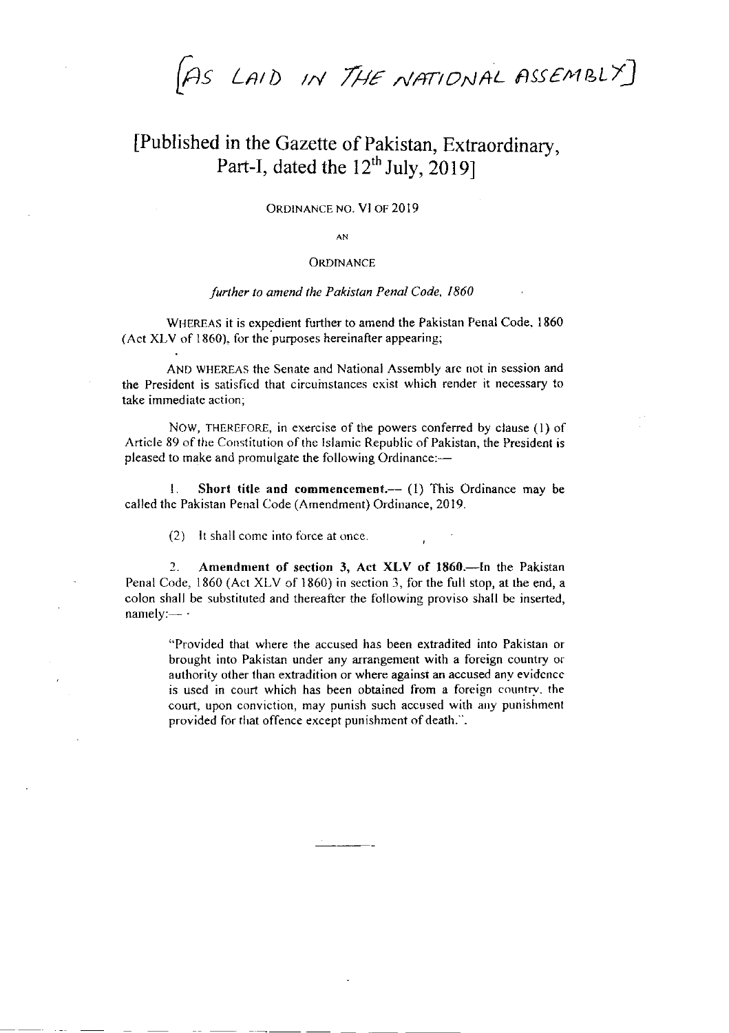[AS LAID IN THE NATIONAL ASSEMBLY]

# [Published in the Gazette of Pakistan, Extraordinary, Part-I, dated the 12th July, 2019]

ORDINANCE NO. VI OF 2019

AN

ORDINANCE

*further to amend the Pakistan Penal Code, 1860*

WHEREAS it is expedient further to amend the Pakistan Penal Code, 1860 (Act XLV of 1860), for the purposes hereinafter appearing;

AND WHEREAS the Senate and National Assembly are not in session and the President is satisfied that circumstances exist which render it necessary to take immediate action;

NOW, THEREFORE, in exercise of the powers conferred by clause (1) of Article 89 of the Constitution of the Islamic Republic of Pakistan, the President is pleased to make and promulgate the following Ordinance:—

1. **Short title and commencement.**— (1) This Ordinance may be called the Pakistan Penal Code (Amendment) Ordinance, 2019.

(2) It shall come into force at once.

2. **Amendment of section 3, Act XLV of 1860.**—In the Pakistan Penal Code, 1860 (Act XLV of 1860) in section 3, for the full stop, at the end, a colon shall be substituted and thereafter the following proviso shall be inserted, namely:—

> "Provided that where the accused has been extradited into Pakistan or brought into Pakistan under any arrangement with a foreign country or authority other than extradition or where against an accused any evidence is used in court which has been obtained from a foreign country, the court, upon conviction, may punish such accused with any punishment provided for that offence except punishment of death.".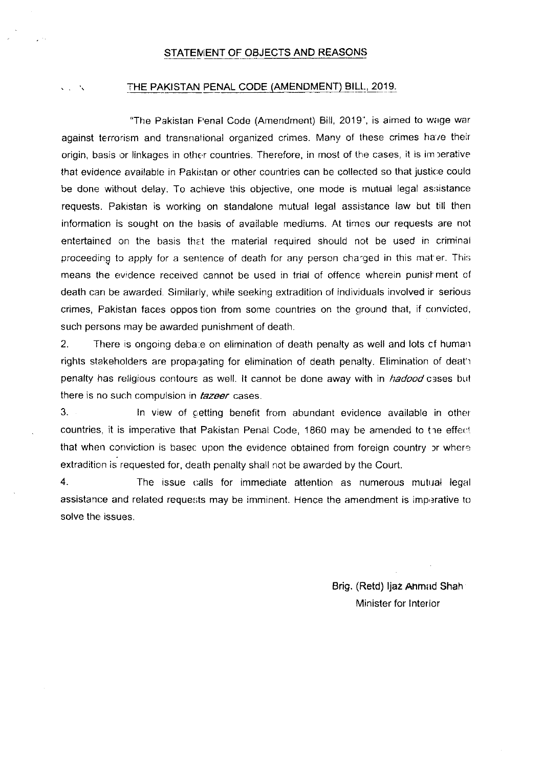## STATEMENT OF OBJECTS AND REASONS

### THE PAKISTAN PENAL CODE (AMENDMENT) BILL, 2019.

"The Pakistan Penal Code (Amendment) Bill, 2019", is aimed to wage war against terrorism and transnational organized crimes. Many of these crimes have their origin, basis or linkages in other countries. Therefore, in most of the cases, it is imperative that evidence available in Pakistan or other countries can be collected so that justice could be done without delay. To achieve this objective, one mode is mutual legal assistance requests. Pakistan is working on standalone mutual legal assistance law but till then information is sought on the basis of available mediums. At times our requests are not entertained on the basis that the material required should not be used in criminal proceeding to apply for a sentence of death for any person charged in this matter. This means the evidence received cannot be used in trial of offence wherein punishment of death can be awarded. Similarly, while seeking extradition of individuals involved in serious crimes, Pakistan faces opposition from some countries on the ground that, if convicted, such persons may be awarded punishment of death.

2. There is ongoing debate on elimination of death penalty as well and lots of human rights stakeholders are propagating for elimination of death penalty. Elimination of death penalty has religious contours as well. It cannot be done away with in *hadood* cases but there is no such compulsion in *tazeer* cases.

3. In view of getting benefit from abundant evidence available in other countries, it is imperative that Pakistan Penal Code, 1860 may be amended to the effect that when conviction is based upon the evidence obtained from foreign country or where extradition is requested for, death penalty shall not be awarded by the Court.

4. The issue calls for immediate attention as numerous mutual legal assistance and related requests may be imminent. Hence the amendment is imperative to solve the issues.

**Brig. (Retd) Ijaz Ahmad Shah**
Minister for Interior